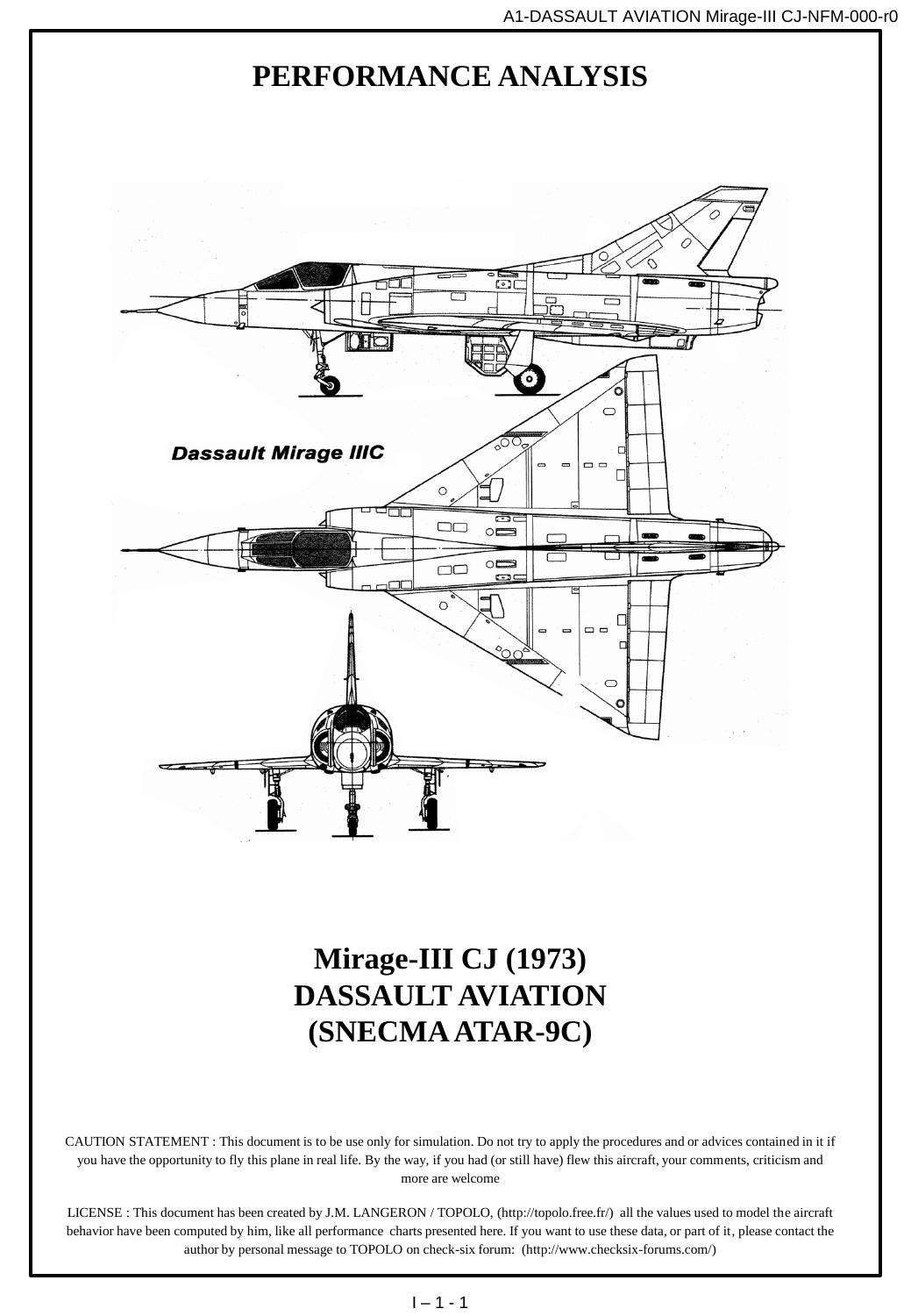# PERFORMANCE ANALYSIS

**Dassault Mirage IIIC**

# Mirage-III CJ (1973)
# DASSAULT AVIATION
# (SNECMA ATAR-9C)

CAUTION STATEMENT : This document is to be use only for simulation. Do not try to apply the procedures and or advices contained in it if you have the opportunity to fly this plane in real life. By the way, if you had (or still have) flew this aircraft, your comments, criticism and more are welcome

LICENSE : This document has been created by J.M. LANGERON / TOPOLO, (http://topolo.free.fr/) all the values used to model the aircraft behavior have been computed by him, like all performance charts presented here. If you want to use these data, or part of it, please contact the author by personal message to TOPOLO on check-six forum: (http://www.checksix-forums.com/)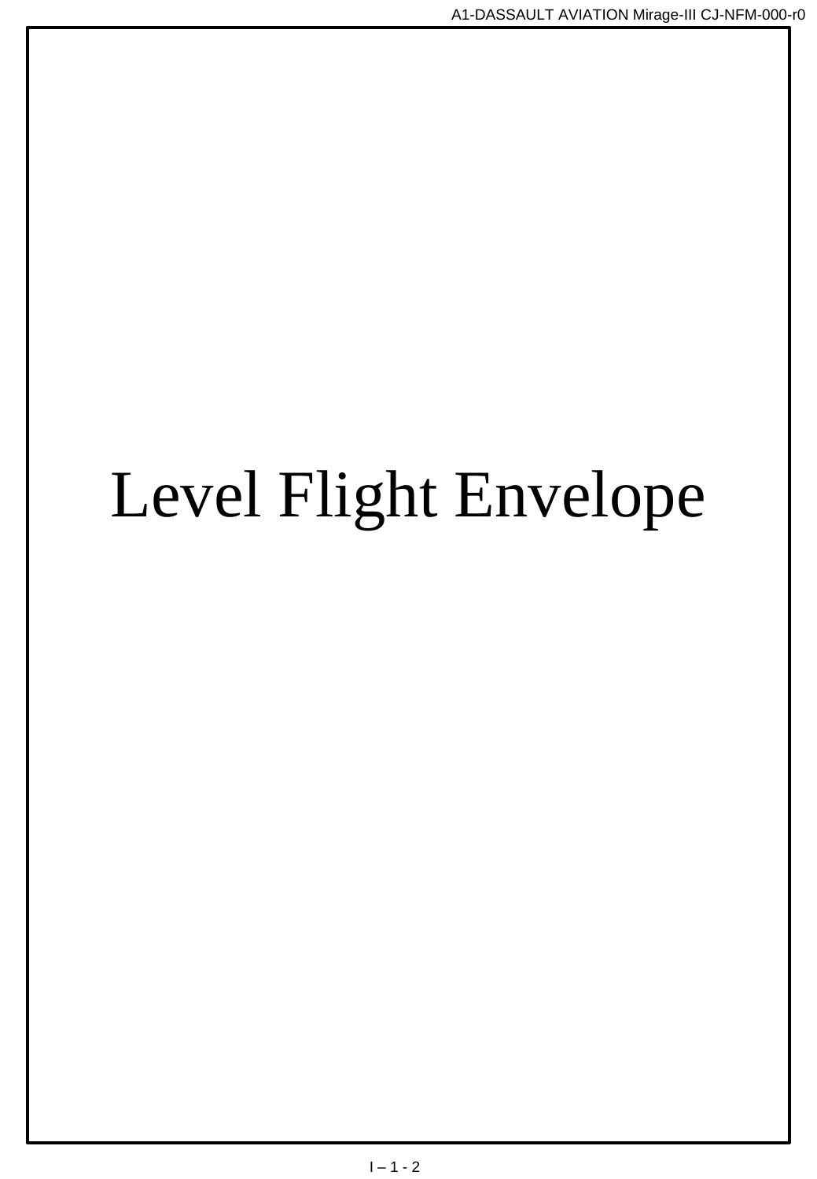# Level Flight Envelope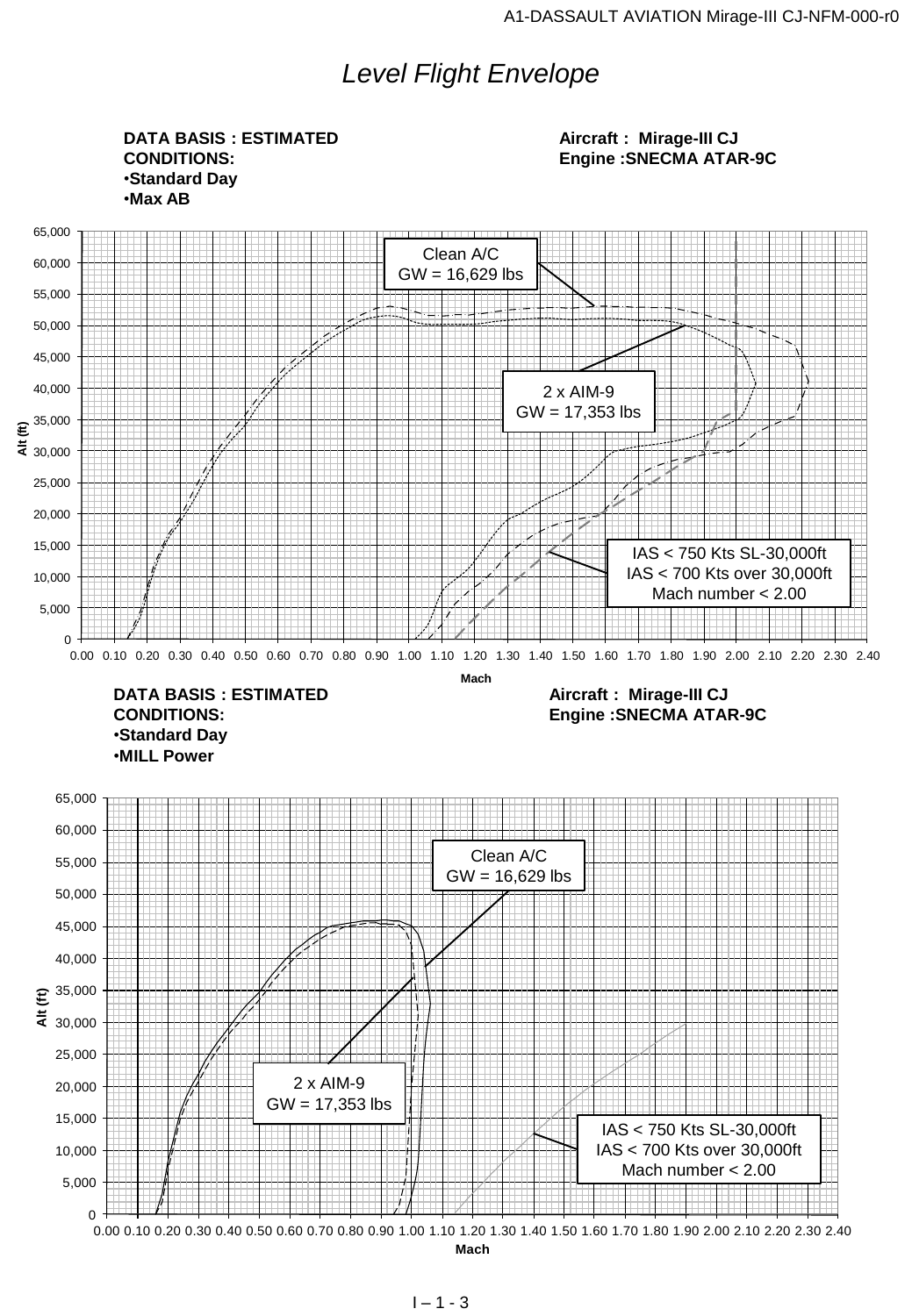# Level Flight Envelope

**DATA BASIS : ESTIMATED**
**CONDITIONS:**
- **Standard Day**
- **Max AB**

**Aircraft : Mirage-III CJ**
**Engine :SNECMA ATAR-9C**

Alt (ft): 0 – 65,000

Mach: 0.00 – 2.40

Clean A/C
GW = 16,629 lbs

2 x AIM-9
GW = 17,353 lbs

IAS < 750 Kts SL-30,000ft
IAS < 700 Kts over 30,000ft
Mach number < 2.00

**DATA BASIS : ESTIMATED**
**CONDITIONS:**
- **Standard Day**
- **MILL Power**

**Aircraft : Mirage-III CJ**
**Engine :SNECMA ATAR-9C**

Alt (ft): 0 – 65,000

Mach: 0.00 – 2.40

Clean A/C
GW = 16,629 lbs

2 x AIM-9
GW = 17,353 lbs

IAS < 750 Kts SL-30,000ft
IAS < 700 Kts over 30,000ft
Mach number < 2.00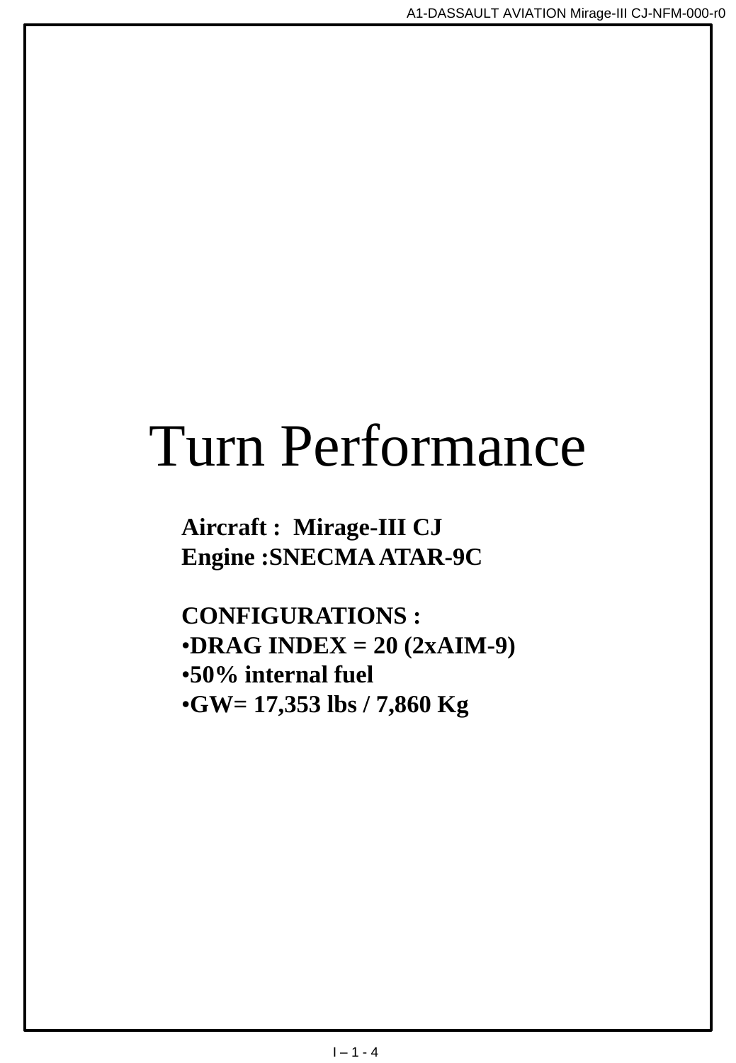# Turn Performance

**Aircraft : Mirage-III CJ**
**Engine :SNECMA ATAR-9C**

**CONFIGURATIONS :**

- **DRAG INDEX = 20 (2xAIM-9)**
- **50% internal fuel**
- **GW= 17,353 lbs / 7,860 Kg**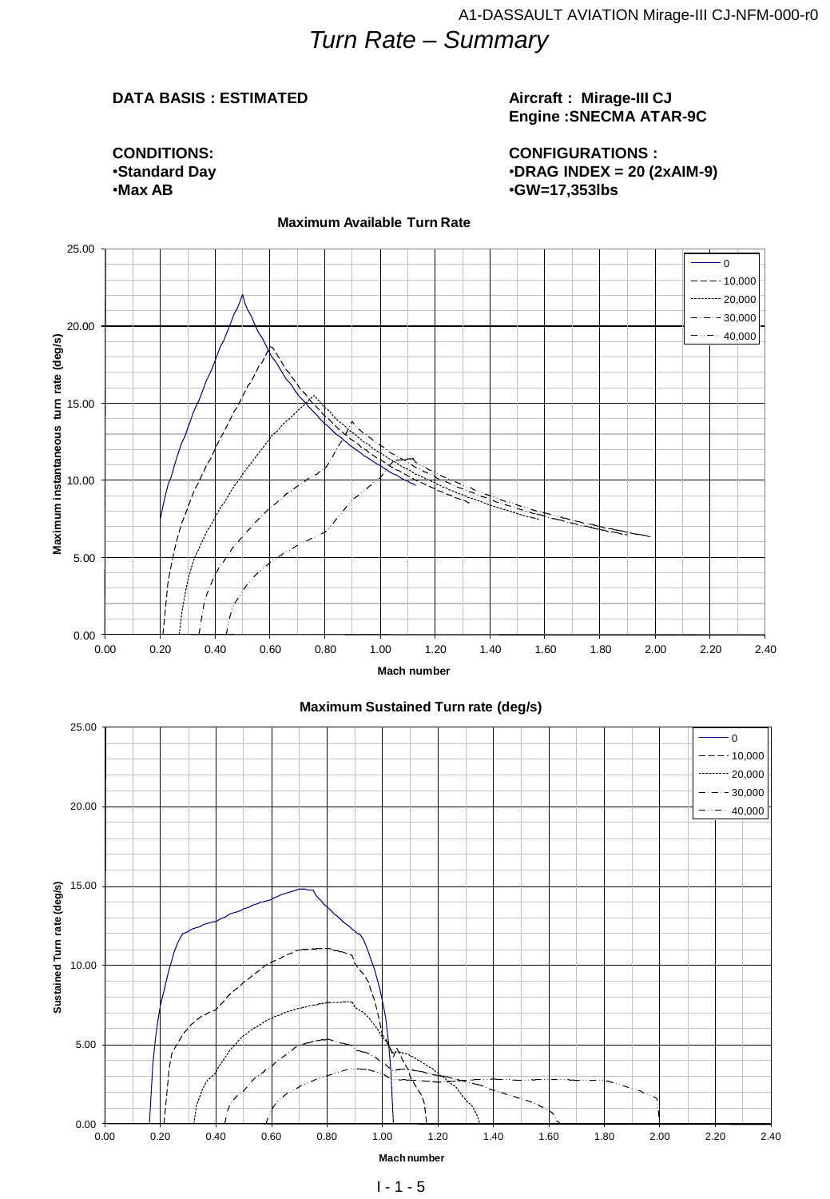# Turn Rate – Summary

**DATA BASIS : ESTIMATED**

**Aircraft : Mirage-III CJ**
**Engine :SNECMA ATAR-9C**

**CONDITIONS:**
- **Standard Day**
- **Max AB**

**CONFIGURATIONS :**
- **DRAG INDEX = 20 (2xAIM-9)**
- **GW=17,353lbs**

**Maximum Available Turn Rate**

**Maximum Sustained Turn rate (deg/s)**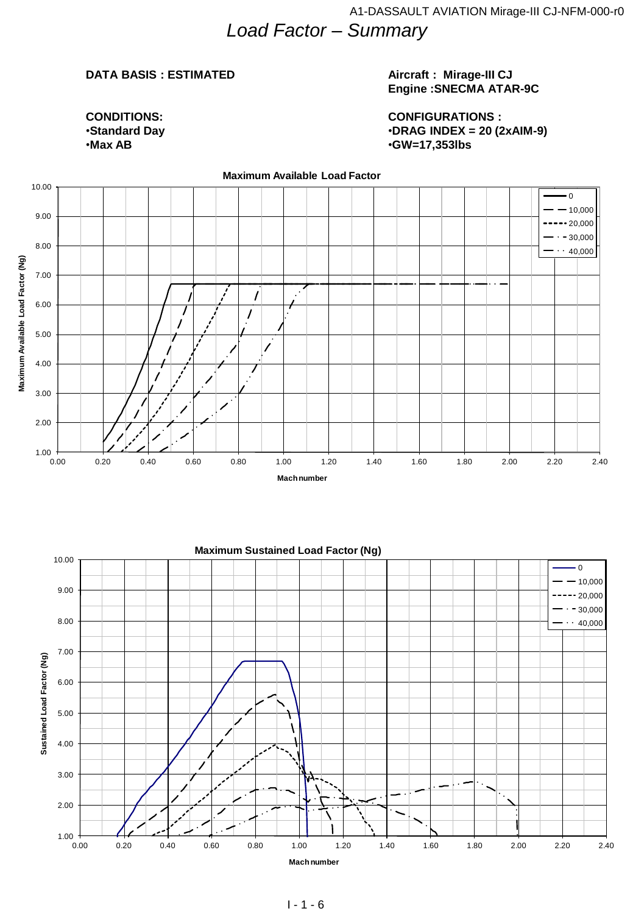# *Load Factor – Summary*

**DATA BASIS : ESTIMATED**

**Aircraft : Mirage-III CJ**
**Engine :SNECMA ATAR-9C**

**CONDITIONS:**
- **Standard Day**
- **Max AB**

**CONFIGURATIONS :**
- **DRAG INDEX = 20 (2xAIM-9)**
- **GW=17,353lbs**

**Maximum Available Load Factor**

**Maximum Sustained Load Factor (Ng)**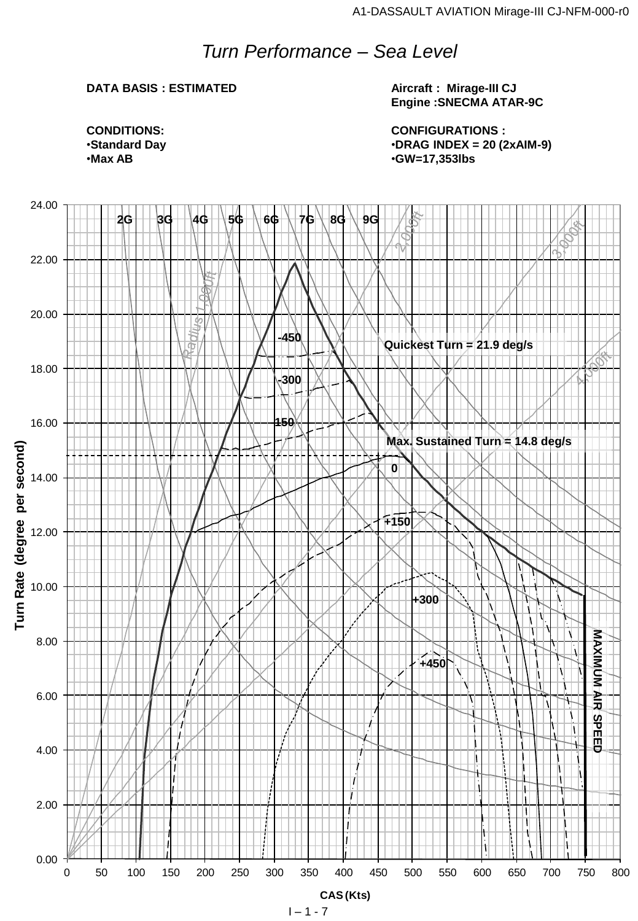# *Turn Performance – Sea Level*

**DATA BASIS : ESTIMATED**

**Aircraft : Mirage-III CJ**
**Engine :SNECMA ATAR-9C**

**CONDITIONS:**
- **Standard Day**
- **Max AB**

**CONFIGURATIONS :**
- **DRAG INDEX = 20 (2xAIM-9)**
- **GW=17,353lbs**

Turn Rate (degree per second)

2G 3G 4G 5G 6G 7G 8G 9G

Radius 1,000ft 2,000ft 3,000ft 4,000ft

-450 -300 -150 0 +150 +300 +450

Quickest Turn = 21.9 deg/s

Max. Sustained Turn = 14.8 deg/s

MAXIMUM AIR SPEED

CAS (Kts)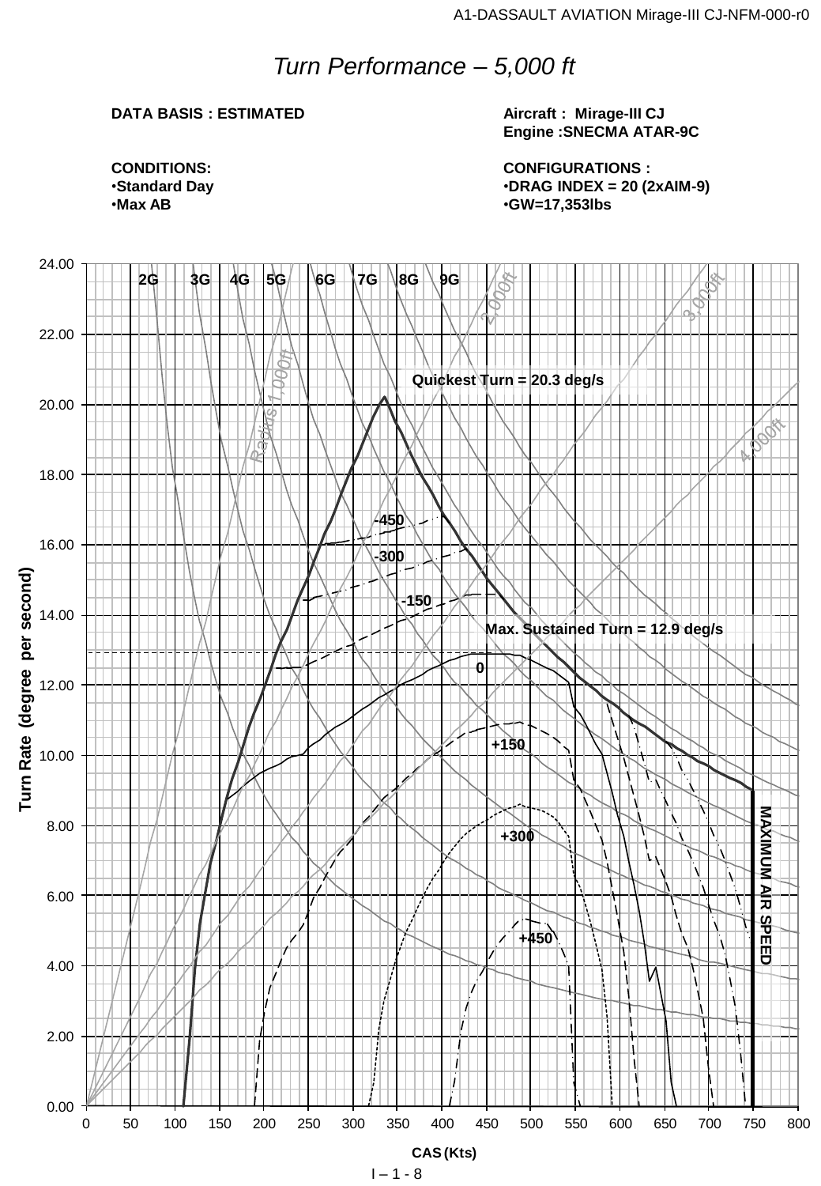# *Turn Performance – 5,000 ft*

**DATA BASIS : ESTIMATED**

**Aircraft : Mirage-III CJ**
**Engine :SNECMA ATAR-9C**

**CONDITIONS:**
- **Standard Day**
- **Max AB**

**CONFIGURATIONS :**
- **DRAG INDEX = 20 (2xAIM-9)**
- **GW=17,353lbs**

Quickest Turn = 20.3 deg/s

Max. Sustained Turn = 12.9 deg/s

2G 3G 4G 5G 6G 7G 8G 9G

Radius 1,000ft, 2,000ft, 3,000ft, 4,000ft

-450, -300, -150, 0, +150, +300, +450

MAXIMUM AIR SPEED

Turn Rate (degree per second)

CAS (Kts)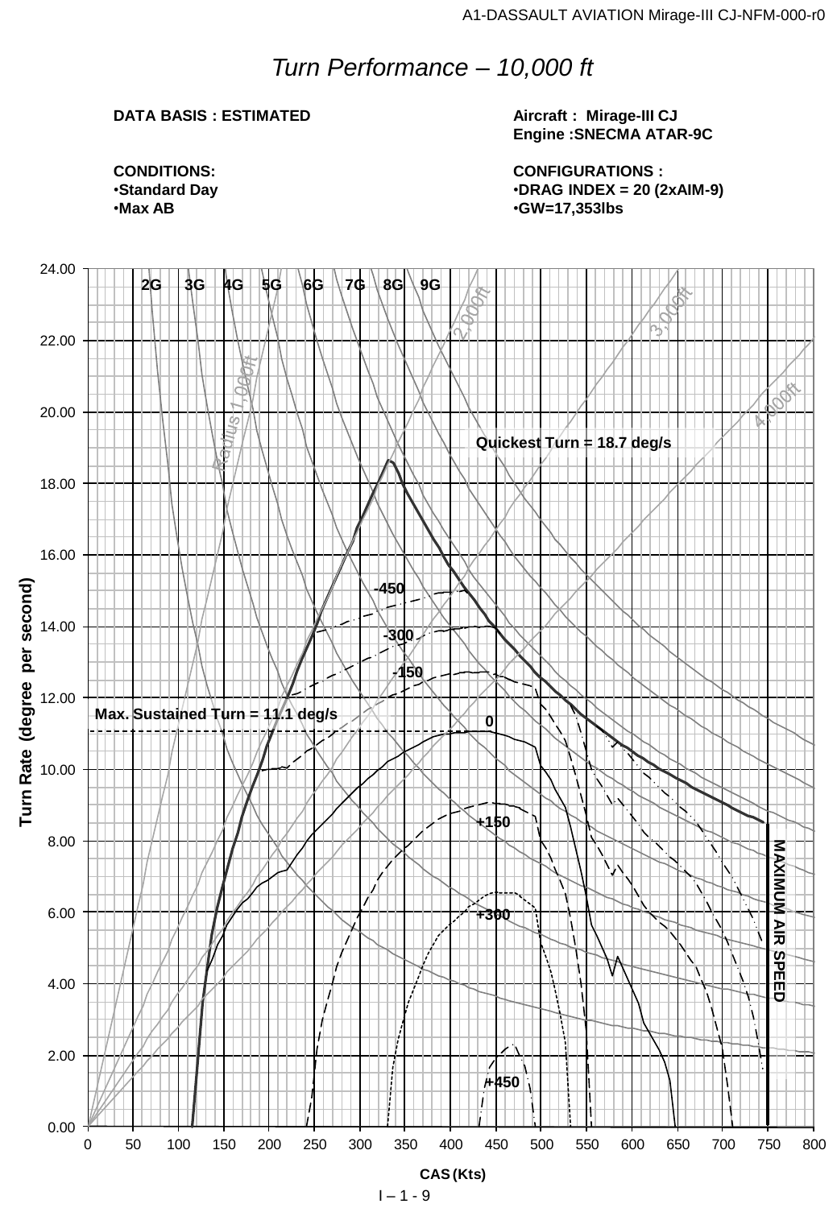# Turn Performance – 10,000 ft

**DATA BASIS : ESTIMATED**

**Aircraft : Mirage-III CJ**
**Engine :SNECMA ATAR-9C**

**CONDITIONS:**
- **Standard Day**
- **Max AB**

**CONFIGURATIONS :**
- **DRAG INDEX = 20 (2xAIM-9)**
- **GW=17,353lbs**

Turn Rate (degree per second) vs. CAS (Kts)

- Load factor lines: 2G, 3G, 4G, 5G, 6G, 7G, 8G, 9G
- Radius lines: Radius 1,000ft, 2,000ft, 3,000ft, 4,000ft
- Specific excess power curves: -450, -300, -150, 0, +150, +300, +450
- **Quickest Turn = 18.7 deg/s**
- **Max. Sustained Turn = 11.1 deg/s**
- **MAXIMUM AIR SPEED**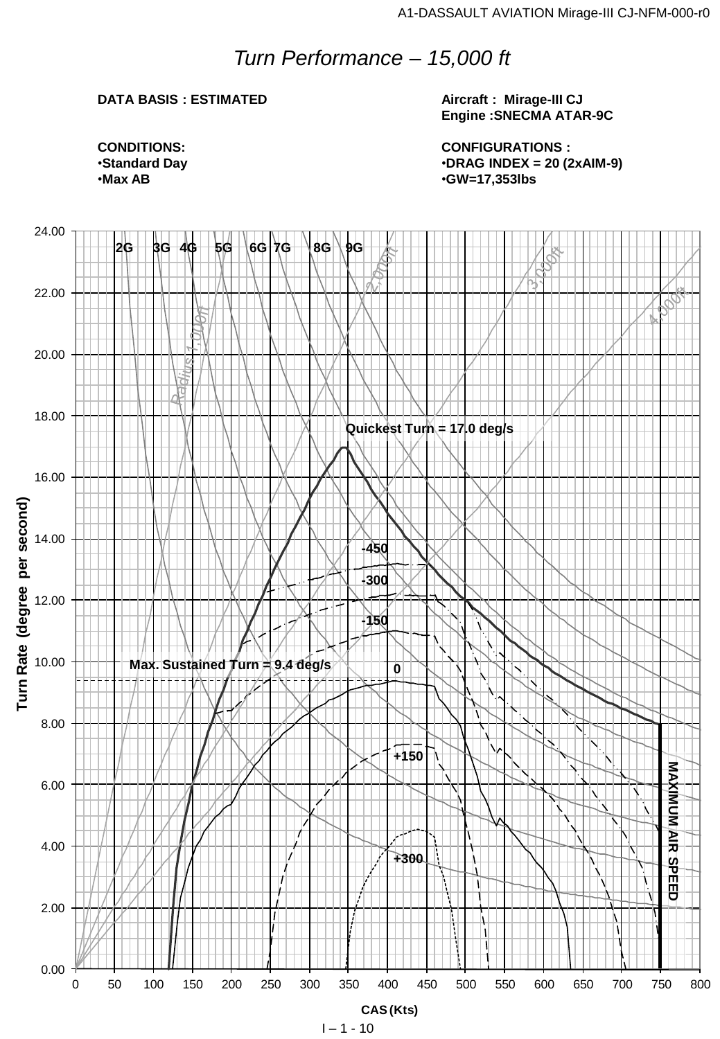# *Turn Performance – 15,000 ft*

**DATA BASIS : ESTIMATED**

**Aircraft : Mirage-III CJ**
**Engine :SNECMA ATAR-9C**

**CONDITIONS:**
- **Standard Day**
- **Max AB**

**CONFIGURATIONS :**
- **DRAG INDEX = 20 (2xAIM-9)**
- **GW=17,353lbs**

2G 3G 4G 5G 6G 7G 8G 9G

Radius 1,000ft 2,000ft 3,000ft 4,000ft

**Quickest Turn = 17.0 deg/s**

**Max. Sustained Turn = 9.4 deg/s**

-450 -300 -150 0 +150 +300

**MAXIMUM AIR SPEED**

**Turn Rate (degree per second)**

**CAS (Kts)**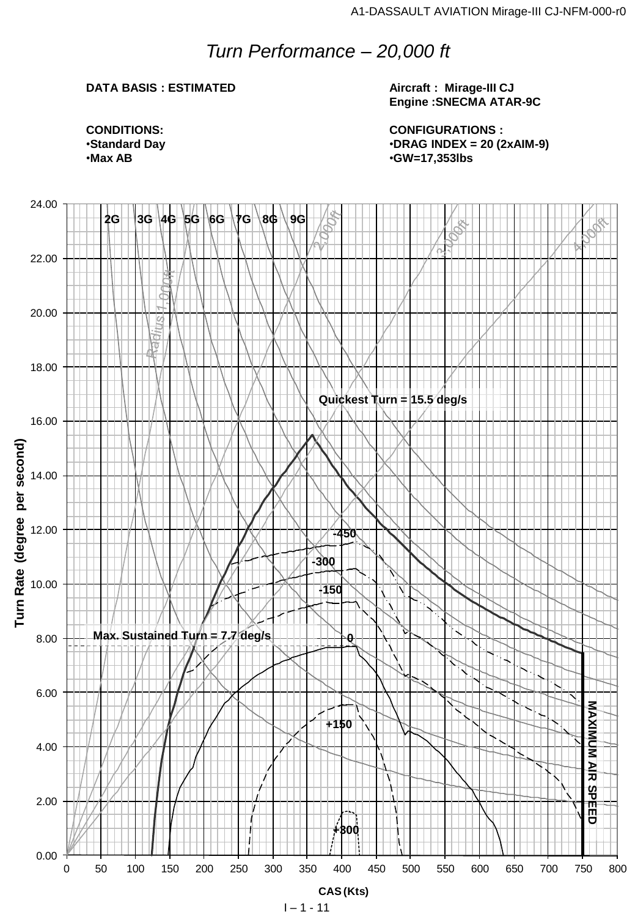# *Turn Performance – 20,000 ft*

**DATA BASIS : ESTIMATED**

**Aircraft : Mirage-III CJ**
**Engine :SNECMA ATAR-9C**

**CONDITIONS:**
- **Standard Day**
- **Max AB**

**CONFIGURATIONS :**
- **DRAG INDEX = 20 (2xAIM-9)**
- **GW=17,353lbs**

2G 3G 4G 5G 6G 7G 8G 9G

Radius 1,000ft 2,000ft 3,000ft 4,000ft

Quickest Turn = 15.5 deg/s

Max. Sustained Turn = 7.7 deg/s

-450 -300 -150 0 +150 +300

MAXIMUM AIR SPEED

Turn Rate (degree per second)

CAS (Kts)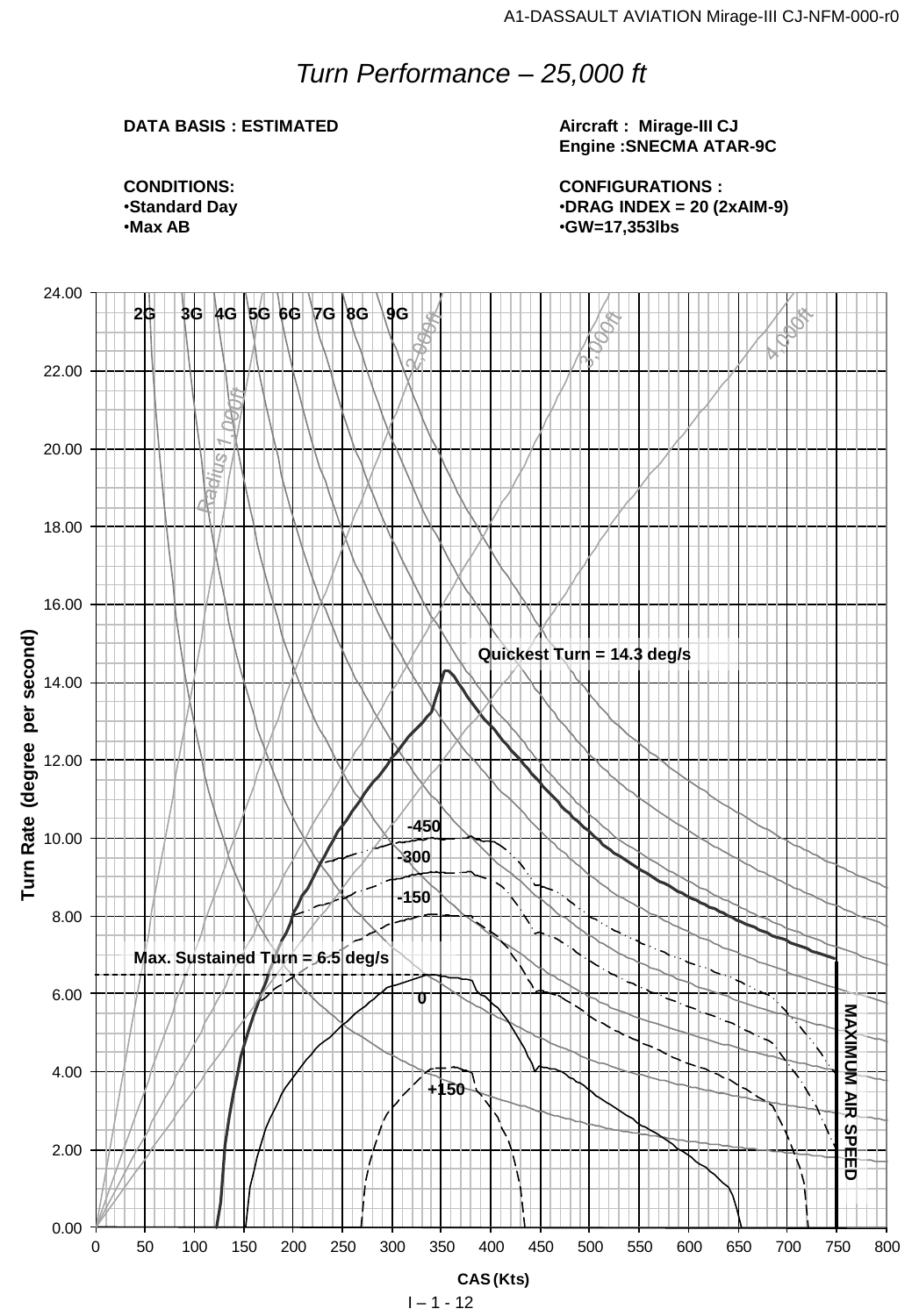# *Turn Performance – 25,000 ft*

**DATA BASIS : ESTIMATED**

**Aircraft : Mirage-III CJ**
**Engine :SNECMA ATAR-9C**

**CONDITIONS:**
- **Standard Day**
- **Max AB**

**CONFIGURATIONS :**
- **DRAG INDEX = 20 (2xAIM-9)**
- **GW=17,353lbs**

Chart labels:

- Vertical axis: Turn Rate (degree per second), 0.00 to 24.00
- Horizontal axis: CAS (Kts), 0 to 800
- Load factor lines: 2G, 3G, 4G, 5G, 6G, 7G, 8G, 9G
- Turn radius lines: Radius 1,000ft, 2,000ft, 3,000ft, 4,000ft
- Specific excess power curves: -450, -300, -150, 0, +150
- Quickest Turn = 14.3 deg/s
- Max. Sustained Turn = 6.5 deg/s
- MAXIMUM AIR SPEED (at 750 kts)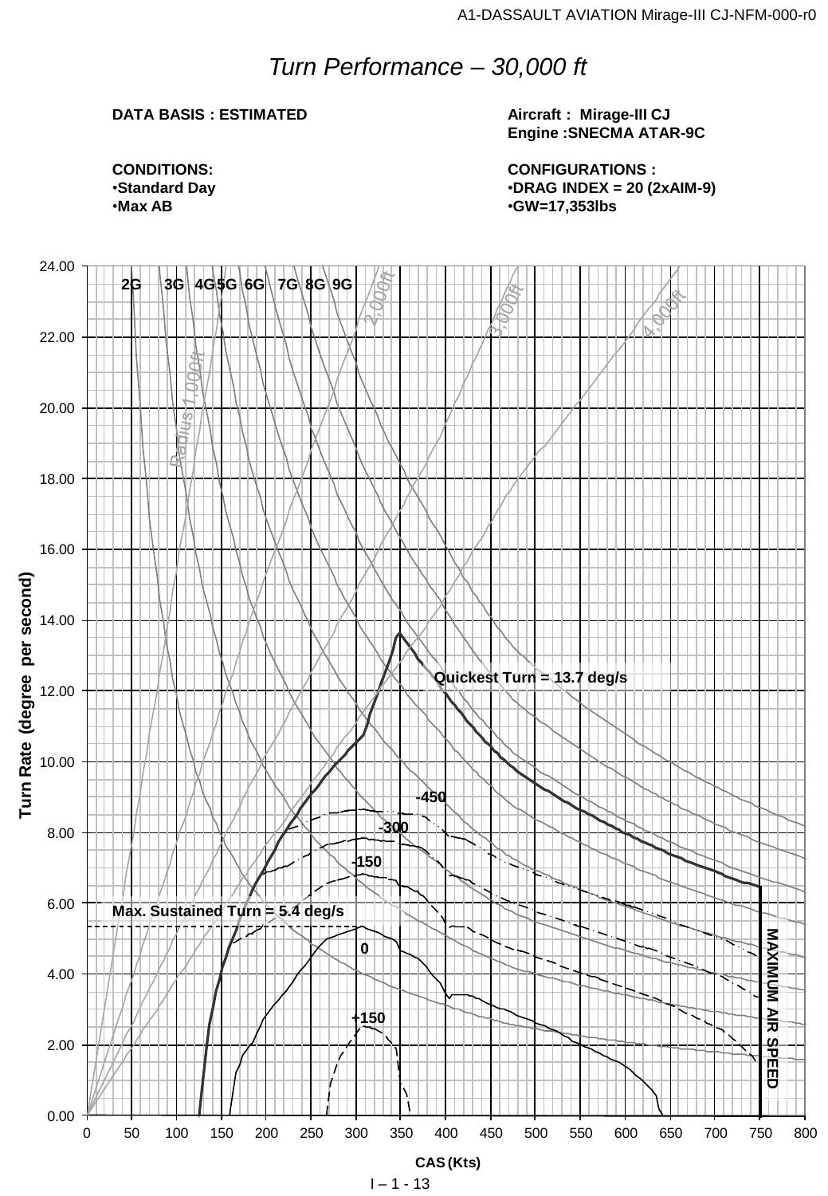# *Turn Performance – 30,000 ft*

**DATA BASIS : ESTIMATED**

**Aircraft : Mirage-III CJ**
**Engine :SNECMA ATAR-9C**

**CONDITIONS:**
- **Standard Day**
- **Max AB**

**CONFIGURATIONS :**
- **DRAG INDEX = 20 (2xAIM-9)**
- **GW=17,353lbs**

Turn Rate (degree per second)

24.00, 22.00, 20.00, 18.00, 16.00, 14.00, 12.00, 10.00, 8.00, 6.00, 4.00, 2.00, 0.00

2G 3G 4G 5G 6G 7G 8G 9G

Radius 1,000ft, 2,000ft, 3,000ft, 4,000ft

Quickest Turn = 13.7 deg/s

-450

-300

-150

Max. Sustained Turn = 5.4 deg/s

0

+150

MAXIMUM AIR SPEED

0 50 100 150 200 250 300 350 400 450 500 550 600 650 700 750 800

CAS (Kts)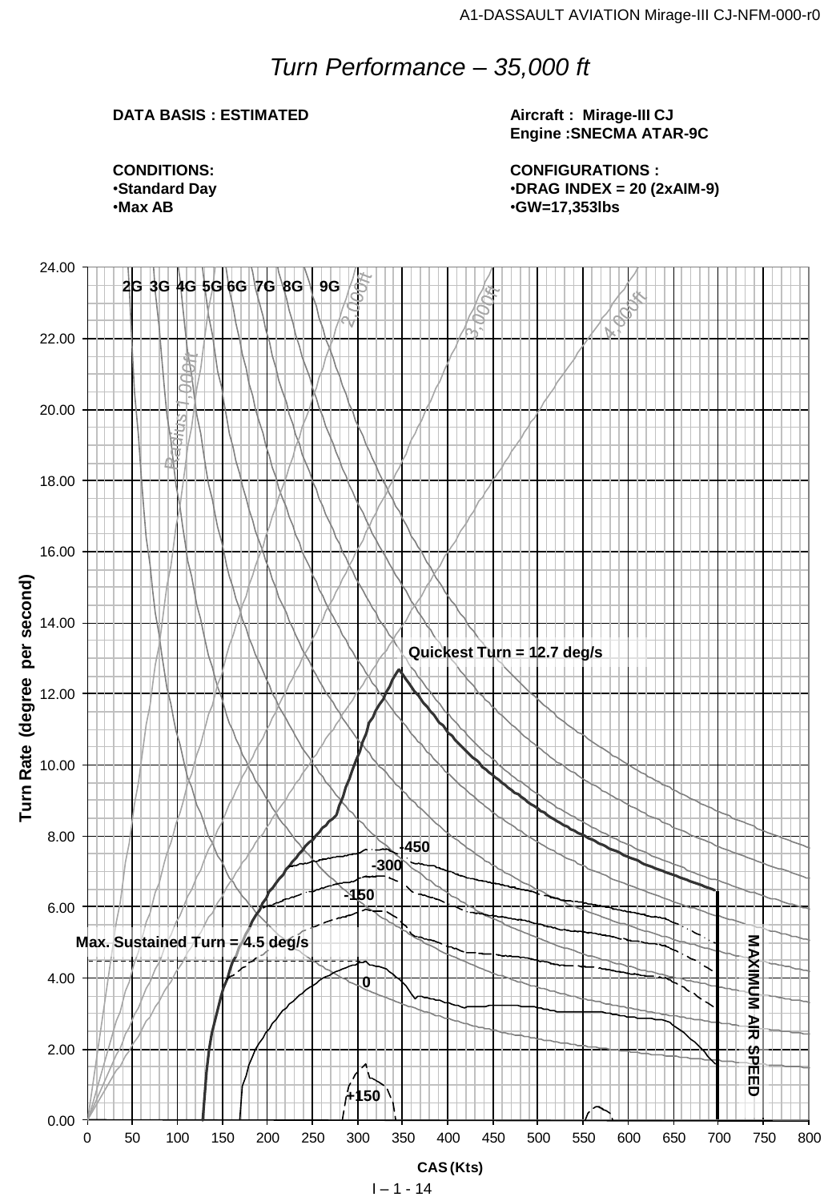# *Turn Performance – 35,000 ft*

**DATA BASIS : ESTIMATED**

**CONDITIONS:**
- **Standard Day**
- **Max AB**

**Aircraft : Mirage-III CJ**
**Engine :SNECMA ATAR-9C**

**CONFIGURATIONS :**
- **DRAG INDEX = 20 (2xAIM-9)**
- **GW=17,353lbs**

Turn Rate (degree per second)

2G 3G 4G 5G 6G 7G 8G 9G

Radius 1,000ft 2,000ft 3,000ft 4,000ft

Quickest Turn = 12.7 deg/s

Max. Sustained Turn = 4.5 deg/s

-450 -300 -150 0 +150

MAXIMUM AIR SPEED

CAS (Kts)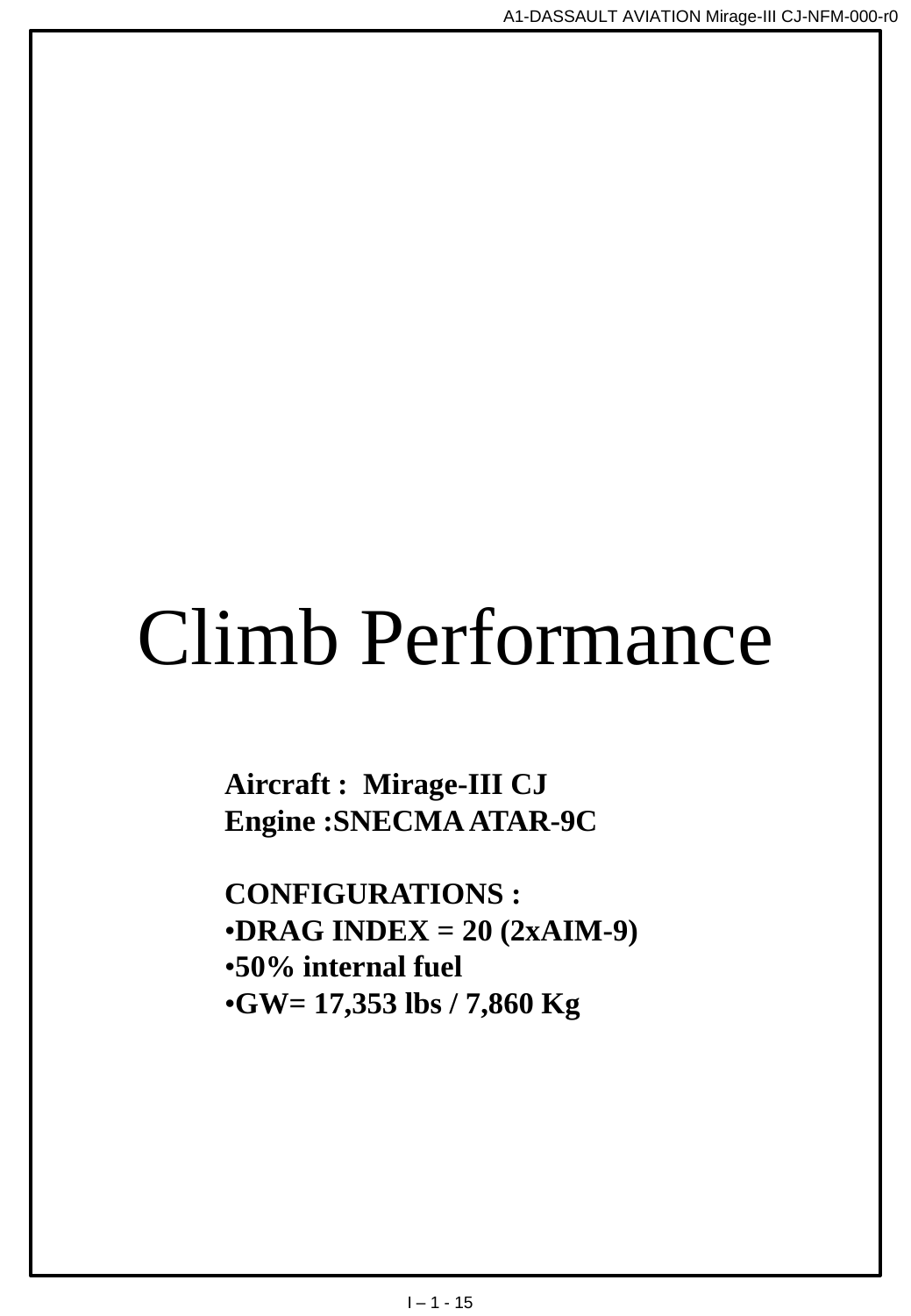# Climb Performance

**Aircraft : Mirage-III CJ**
**Engine :SNECMA ATAR-9C**

**CONFIGURATIONS :**

- **DRAG INDEX = 20 (2xAIM-9)**
- **50% internal fuel**
- **GW= 17,353 lbs / 7,860 Kg**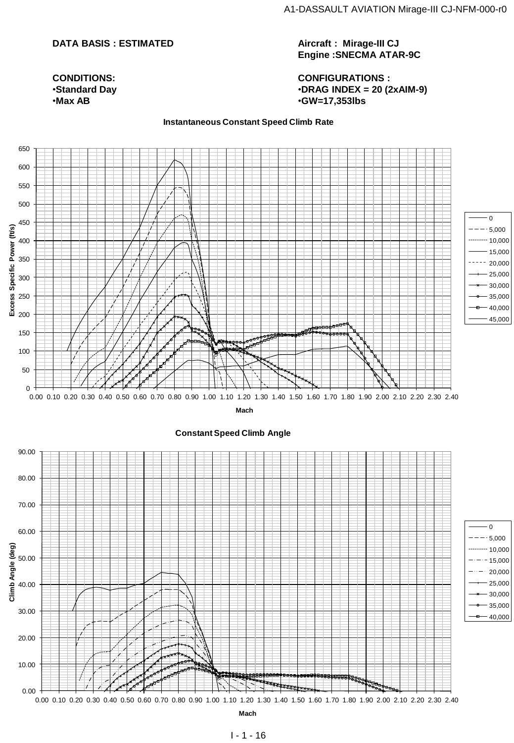**DATA BASIS : ESTIMATED**

**Aircraft : Mirage-III CJ**
**Engine :SNECMA ATAR-9C**

**CONDITIONS:**
- **Standard Day**
- **Max AB**

**CONFIGURATIONS :**
- **DRAG INDEX = 20 (2xAIM-9)**
- **GW=17,353lbs**

**Instantaneous Constant Speed Climb Rate**

Excess Specific Power (ft/s) vs Mach

Legend: 0, 5,000, 10,000, 15,000, 20,000, 25,000, 30,000, 35,000, 40,000, 45,000

**Constant Speed Climb Angle**

Climb Angle (deg) vs Mach

Legend: 0, 5,000, 10,000, 15,000, 20,000, 25,000, 30,000, 35,000, 40,000

I - 1 - 16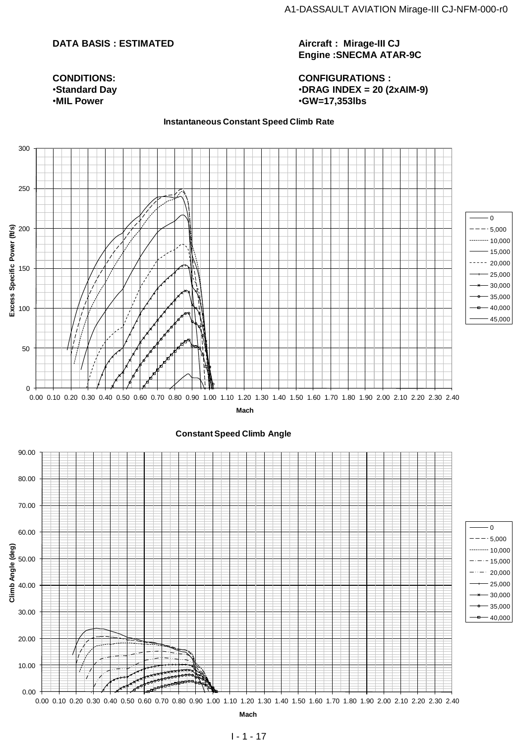**DATA BASIS : ESTIMATED**

**Aircraft : Mirage-III CJ**
**Engine :SNECMA ATAR-9C**

**CONDITIONS:**
- **Standard Day**
- **MIL Power**

**CONFIGURATIONS :**
- **DRAG INDEX = 20 (2xAIM-9)**
- **GW=17,353lbs**

**Instantaneous Constant Speed Climb Rate**

Excess Specific Power (ft/s) vs. Mach

Legend: 0, 5,000, 10,000, 15,000, 20,000, 25,000, 30,000, 35,000, 40,000, 45,000

**Constant Speed Climb Angle**

Climb Angle (deg) vs. Mach

Legend: 0, 5,000, 10,000, 15,000, 20,000, 25,000, 30,000, 35,000, 40,000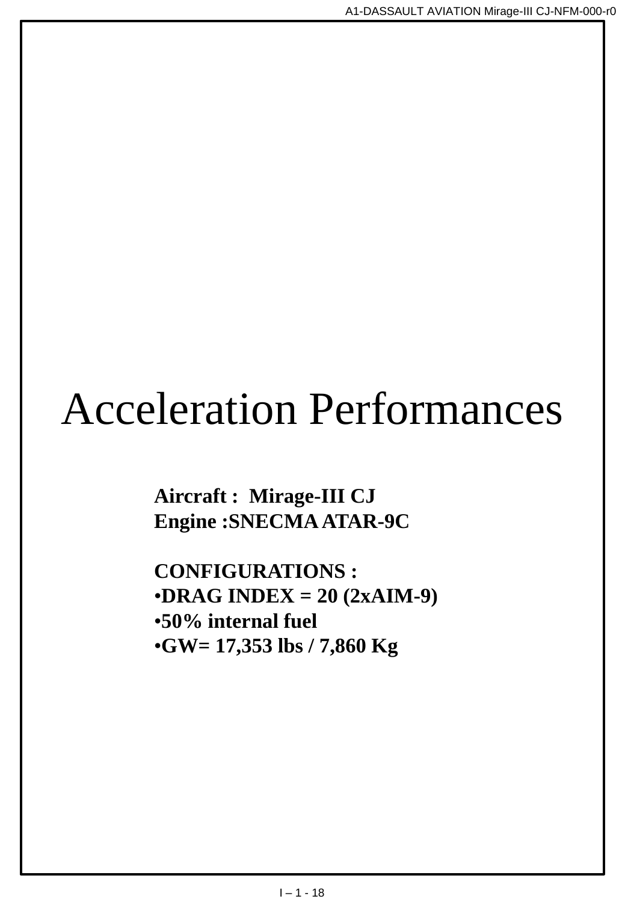# Acceleration Performances

**Aircraft : Mirage-III CJ**
**Engine :SNECMA ATAR-9C**

**CONFIGURATIONS :**

- **DRAG INDEX = 20 (2xAIM-9)**
- **50% internal fuel**
- **GW= 17,353 lbs / 7,860 Kg**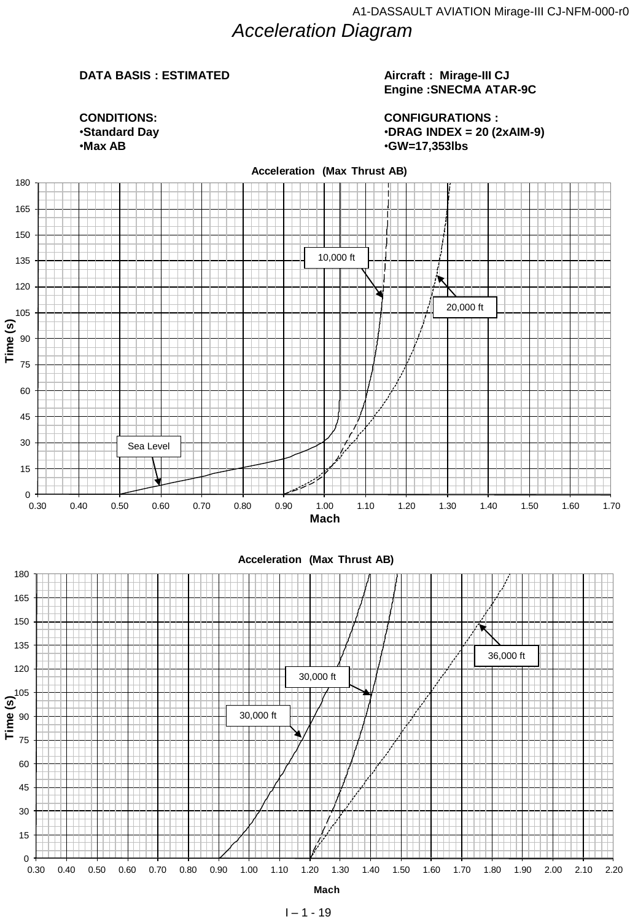# Acceleration Diagram

**DATA BASIS : ESTIMATED**

**Aircraft : Mirage-III CJ**
**Engine :SNECMA ATAR-9C**

**CONDITIONS:**
- **Standard Day**
- **Max AB**

**CONFIGURATIONS :**
- **DRAG INDEX = 20 (2xAIM-9)**
- **GW=17,353lbs**

**Acceleration (Max Thrust AB)**

Time (s)
180
165
150
135
120
105
90
75
60
45
30
15
0

0.30 0.40 0.50 0.60 0.70 0.80 0.90 1.00 1.10 1.20 1.30 1.40 1.50 1.60 1.70
Mach

10,000 ft
20,000 ft
Sea Level

**Acceleration (Max Thrust AB)**

Time (s)
180
165
150
135
120
105
90
75
60
45
30
15
0

0.30 0.40 0.50 0.60 0.70 0.80 0.90 1.00 1.10 1.20 1.30 1.40 1.50 1.60 1.70 1.80 1.90 2.00 2.10 2.20
Mach

36,000 ft
30,000 ft
30,000 ft